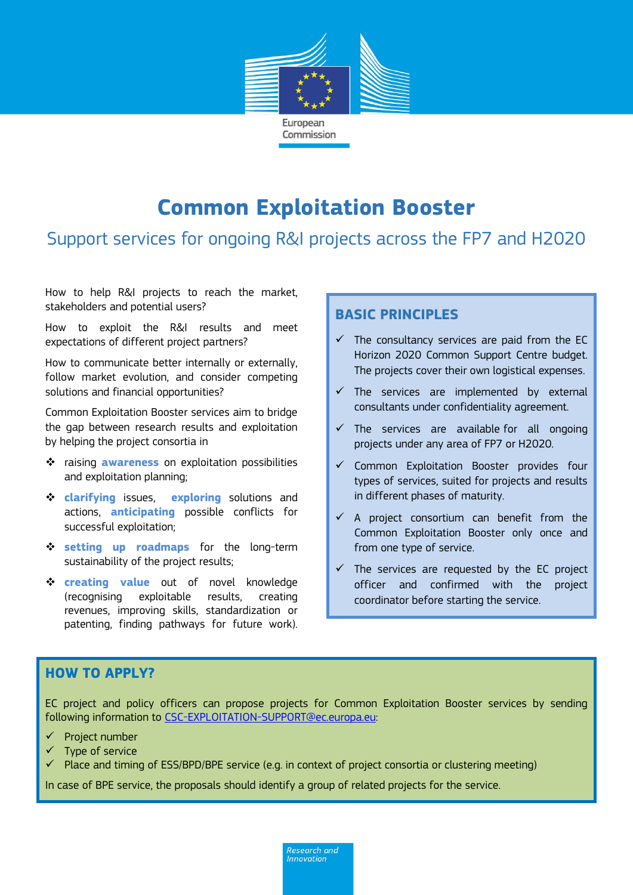European Commission

# Common Exploitation Booster

## Support services for ongoing R&I projects across the FP7 and H2020

How to help R&I projects to reach the market, stakeholders and potential users?

How to exploit the R&I results and meet expectations of different project partners?

How to communicate better internally or externally, follow market evolution, and consider competing solutions and financial opportunities?

Common Exploitation Booster services aim to bridge the gap between research results and exploitation by helping the project consortia in

- raising **awareness** on exploitation possibilities and exploitation planning;
- **clarifying** issues, **exploring** solutions and actions, **anticipating** possible conflicts for successful exploitation;
- **setting up roadmaps** for the long-term sustainability of the project results;
- **creating value** out of novel knowledge (recognising exploitable results, creating revenues, improving skills, standardization or patenting, finding pathways for future work).

### BASIC PRINCIPLES

- ✓ The consultancy services are paid from the EC Horizon 2020 Common Support Centre budget. The projects cover their own logistical expenses.
- ✓ The services are implemented by external consultants under confidentiality agreement.
- ✓ The services are available for all ongoing projects under any area of FP7 or H2020.
- ✓ Common Exploitation Booster provides four types of services, suited for projects and results in different phases of maturity.
- ✓ A project consortium can benefit from the Common Exploitation Booster only once and from one type of service.
- ✓ The services are requested by the EC project officer and confirmed with the project coordinator before starting the service.

### HOW TO APPLY?

EC project and policy officers can propose projects for Common Exploitation Booster services by sending following information to CSC-EXPLOITATION-SUPPORT@ec.europa.eu:

- ✓ Project number
- ✓ Type of service
- ✓ Place and timing of ESS/BPD/BPE service (e.g. in context of project consortia or clustering meeting)

In case of BPE service, the proposals should identify a group of related projects for the service.

*Research and Innovation*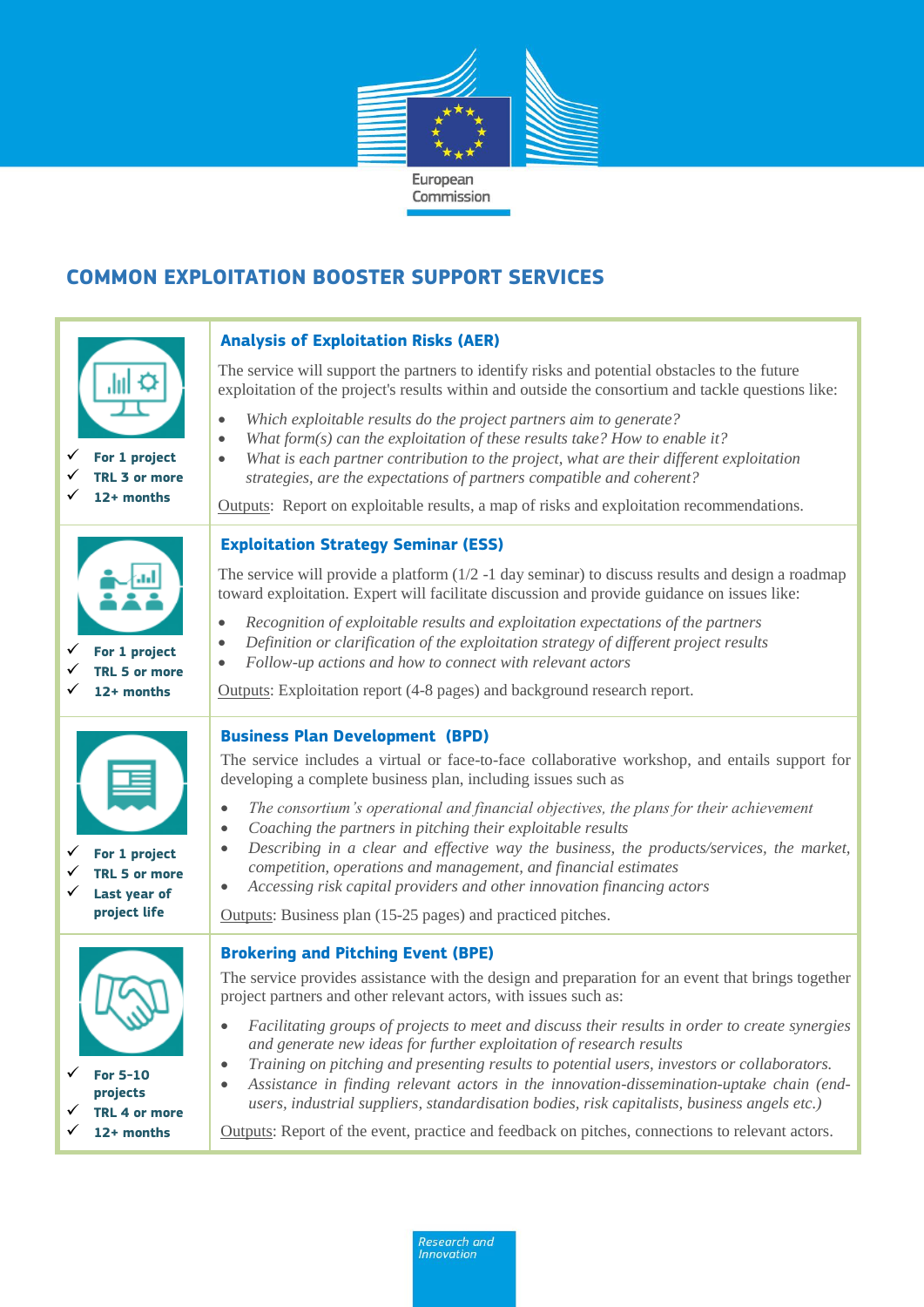European Commission

# COMMON EXPLOITATION BOOSTER SUPPORT SERVICES

## Analysis of Exploitation Risks (AER)

- ✓ **For 1 project**
- ✓ **TRL 3 or more**
- ✓ **12+ months**

The service will support the partners to identify risks and potential obstacles to the future exploitation of the project's results within and outside the consortium and tackle questions like:

- *Which exploitable results do the project partners aim to generate?*
- *What form(s) can the exploitation of these results take? How to enable it?*
- *What is each partner contribution to the project, what are their different exploitation strategies, are the expectations of partners compatible and coherent?*

Outputs: Report on exploitable results, a map of risks and exploitation recommendations.

## Exploitation Strategy Seminar (ESS)

- ✓ **For 1 project**
- ✓ **TRL 5 or more**
- ✓ **12+ months**

The service will provide a platform (1/2 -1 day seminar) to discuss results and design a roadmap toward exploitation. Expert will facilitate discussion and provide guidance on issues like:

- *Recognition of exploitable results and exploitation expectations of the partners*
- *Definition or clarification of the exploitation strategy of different project results*
- *Follow-up actions and how to connect with relevant actors*

Outputs: Exploitation report (4-8 pages) and background research report.

## Business Plan Development (BPD)

- ✓ **For 1 project**
- ✓ **TRL 5 or more**
- ✓ **Last year of project life**

The service includes a virtual or face-to-face collaborative workshop, and entails support for developing a complete business plan, including issues such as

- *The consortium's operational and financial objectives, the plans for their achievement*
- *Coaching the partners in pitching their exploitable results*
- *Describing in a clear and effective way the business, the products/services, the market, competition, operations and management, and financial estimates*
- *Accessing risk capital providers and other innovation financing actors*

Outputs: Business plan (15-25 pages) and practiced pitches.

## Brokering and Pitching Event (BPE)

- ✓ **For 5-10 projects**
- ✓ **TRL 4 or more**
- ✓ **12+ months**

The service provides assistance with the design and preparation for an event that brings together project partners and other relevant actors, with issues such as:

- *Facilitating groups of projects to meet and discuss their results in order to create synergies and generate new ideas for further exploitation of research results*
- *Training on pitching and presenting results to potential users, investors or collaborators.*
- *Assistance in finding relevant actors in the innovation-dissemination-uptake chain (end-users, industrial suppliers, standardisation bodies, risk capitalists, business angels etc.)*

Outputs: Report of the event, practice and feedback on pitches, connections to relevant actors.

Research and Innovation